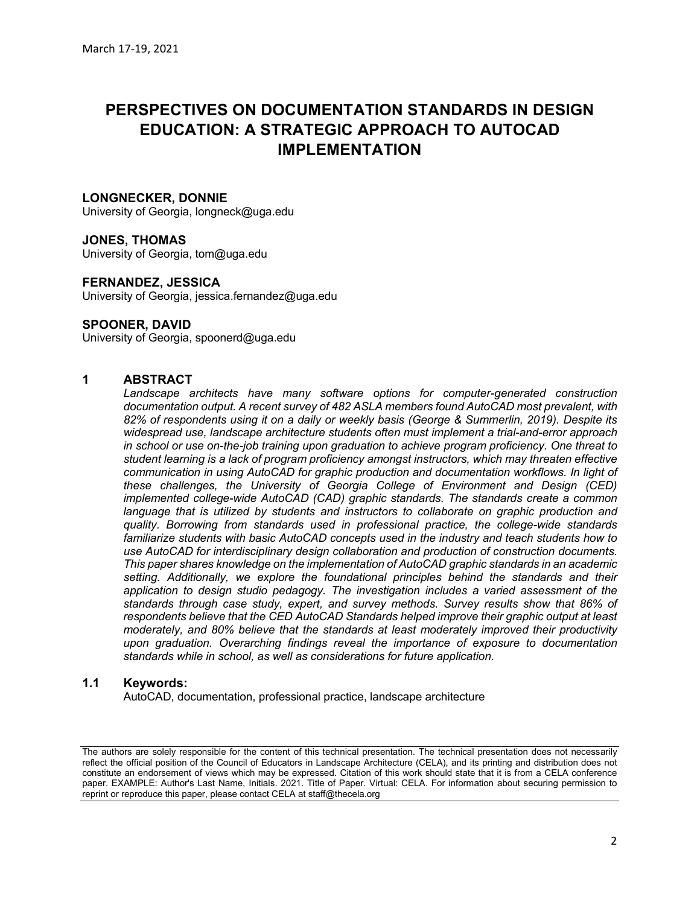# PERSPECTIVES ON DOCUMENTATION STANDARDS IN DESIGN EDUCATION: A STRATEGIC APPROACH TO AUTOCAD IMPLEMENTATION

**LONGNECKER, DONNIE**
University of Georgia, longneck@uga.edu

**JONES, THOMAS**
University of Georgia, tom@uga.edu

**FERNANDEZ, JESSICA**
University of Georgia, jessica.fernandez@uga.edu

**SPOONER, DAVID**
University of Georgia, spoonerd@uga.edu

## 1 ABSTRACT

*Landscape architects have many software options for computer-generated construction documentation output. A recent survey of 482 ASLA members found AutoCAD most prevalent, with 82% of respondents using it on a daily or weekly basis (George & Summerlin, 2019). Despite its widespread use, landscape architecture students often must implement a trial-and-error approach in school or use on-the-job training upon graduation to achieve program proficiency. One threat to student learning is a lack of program proficiency amongst instructors, which may threaten effective communication in using AutoCAD for graphic production and documentation workflows. In light of these challenges, the University of Georgia College of Environment and Design (CED) implemented college-wide AutoCAD (CAD) graphic standards. The standards create a common language that is utilized by students and instructors to collaborate on graphic production and quality. Borrowing from standards used in professional practice, the college-wide standards familiarize students with basic AutoCAD concepts used in the industry and teach students how to use AutoCAD for interdisciplinary design collaboration and production of construction documents. This paper shares knowledge on the implementation of AutoCAD graphic standards in an academic setting. Additionally, we explore the foundational principles behind the standards and their application to design studio pedagogy. The investigation includes a varied assessment of the standards through case study, expert, and survey methods. Survey results show that 86% of respondents believe that the CED AutoCAD Standards helped improve their graphic output at least moderately, and 80% believe that the standards at least moderately improved their productivity upon graduation. Overarching findings reveal the importance of exposure to documentation standards while in school, as well as considerations for future application.*

### 1.1 Keywords:

AutoCAD, documentation, professional practice, landscape architecture

The authors are solely responsible for the content of this technical presentation. The technical presentation does not necessarily reflect the official position of the Council of Educators in Landscape Architecture (CELA), and its printing and distribution does not constitute an endorsement of views which may be expressed. Citation of this work should state that it is from a CELA conference paper. EXAMPLE: Author's Last Name, Initials. 2021. Title of Paper. Virtual: CELA. For information about securing permission to reprint or reproduce this paper, please contact CELA at staff@thecela.org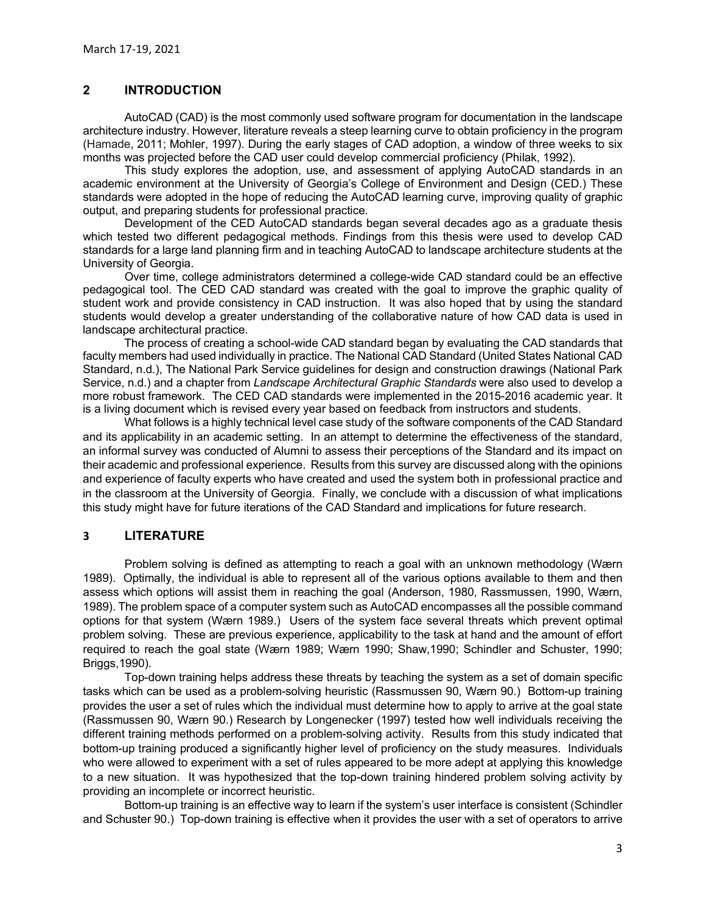## 2 INTRODUCTION

AutoCAD (CAD) is the most commonly used software program for documentation in the landscape architecture industry. However, literature reveals a steep learning curve to obtain proficiency in the program (Hamade, 2011; Mohler, 1997). During the early stages of CAD adoption, a window of three weeks to six months was projected before the CAD user could develop commercial proficiency (Philak, 1992).

This study explores the adoption, use, and assessment of applying AutoCAD standards in an academic environment at the University of Georgia's College of Environment and Design (CED.) These standards were adopted in the hope of reducing the AutoCAD learning curve, improving quality of graphic output, and preparing students for professional practice.

Development of the CED AutoCAD standards began several decades ago as a graduate thesis which tested two different pedagogical methods. Findings from this thesis were used to develop CAD standards for a large land planning firm and in teaching AutoCAD to landscape architecture students at the University of Georgia.

Over time, college administrators determined a college-wide CAD standard could be an effective pedagogical tool. The CED CAD standard was created with the goal to improve the graphic quality of student work and provide consistency in CAD instruction. It was also hoped that by using the standard students would develop a greater understanding of the collaborative nature of how CAD data is used in landscape architectural practice.

The process of creating a school-wide CAD standard began by evaluating the CAD standards that faculty members had used individually in practice. The National CAD Standard (United States National CAD Standard, n.d.), The National Park Service guidelines for design and construction drawings (National Park Service, n.d.) and a chapter from *Landscape Architectural Graphic Standards* were also used to develop a more robust framework. The CED CAD standards were implemented in the 2015-2016 academic year. It is a living document which is revised every year based on feedback from instructors and students.

What follows is a highly technical level case study of the software components of the CAD Standard and its applicability in an academic setting. In an attempt to determine the effectiveness of the standard, an informal survey was conducted of Alumni to assess their perceptions of the Standard and its impact on their academic and professional experience. Results from this survey are discussed along with the opinions and experience of faculty experts who have created and used the system both in professional practice and in the classroom at the University of Georgia. Finally, we conclude with a discussion of what implications this study might have for future iterations of the CAD Standard and implications for future research.

## 3 LITERATURE

Problem solving is defined as attempting to reach a goal with an unknown methodology (Wærn 1989). Optimally, the individual is able to represent all of the various options available to them and then assess which options will assist them in reaching the goal (Anderson, 1980, Rassmussen, 1990, Wærn, 1989). The problem space of a computer system such as AutoCAD encompasses all the possible command options for that system (Wærn 1989.) Users of the system face several threats which prevent optimal problem solving. These are previous experience, applicability to the task at hand and the amount of effort required to reach the goal state (Wærn 1989; Wærn 1990; Shaw,1990; Schindler and Schuster, 1990; Briggs,1990).

Top-down training helps address these threats by teaching the system as a set of domain specific tasks which can be used as a problem-solving heuristic (Rassmussen 90, Wærn 90.) Bottom-up training provides the user a set of rules which the individual must determine how to apply to arrive at the goal state (Rassmussen 90, Wærn 90.) Research by Longenecker (1997) tested how well individuals receiving the different training methods performed on a problem-solving activity. Results from this study indicated that bottom-up training produced a significantly higher level of proficiency on the study measures. Individuals who were allowed to experiment with a set of rules appeared to be more adept at applying this knowledge to a new situation. It was hypothesized that the top-down training hindered problem solving activity by providing an incomplete or incorrect heuristic.

Bottom-up training is an effective way to learn if the system's user interface is consistent (Schindler and Schuster 90.) Top-down training is effective when it provides the user with a set of operators to arrive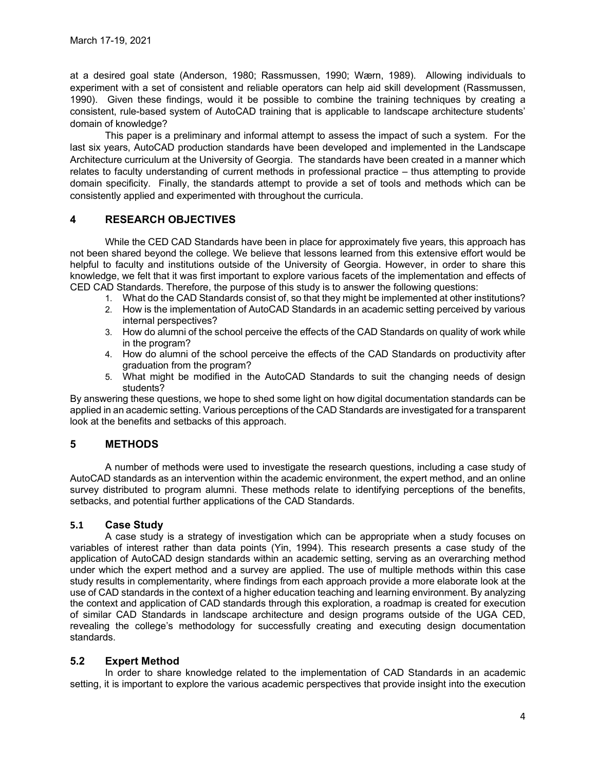at a desired goal state (Anderson, 1980; Rassmussen, 1990; Wærn, 1989). Allowing individuals to experiment with a set of consistent and reliable operators can help aid skill development (Rassmussen, 1990). Given these findings, would it be possible to combine the training techniques by creating a consistent, rule-based system of AutoCAD training that is applicable to landscape architecture students' domain of knowledge?

This paper is a preliminary and informal attempt to assess the impact of such a system. For the last six years, AutoCAD production standards have been developed and implemented in the Landscape Architecture curriculum at the University of Georgia. The standards have been created in a manner which relates to faculty understanding of current methods in professional practice – thus attempting to provide domain specificity. Finally, the standards attempt to provide a set of tools and methods which can be consistently applied and experimented with throughout the curricula.

## 4 RESEARCH OBJECTIVES

While the CED CAD Standards have been in place for approximately five years, this approach has not been shared beyond the college. We believe that lessons learned from this extensive effort would be helpful to faculty and institutions outside of the University of Georgia. However, in order to share this knowledge, we felt that it was first important to explore various facets of the implementation and effects of CED CAD Standards. Therefore, the purpose of this study is to answer the following questions:

1. What do the CAD Standards consist of, so that they might be implemented at other institutions?
2. How is the implementation of AutoCAD Standards in an academic setting perceived by various internal perspectives?
3. How do alumni of the school perceive the effects of the CAD Standards on quality of work while in the program?
4. How do alumni of the school perceive the effects of the CAD Standards on productivity after graduation from the program?
5. What might be modified in the AutoCAD Standards to suit the changing needs of design students?

By answering these questions, we hope to shed some light on how digital documentation standards can be applied in an academic setting. Various perceptions of the CAD Standards are investigated for a transparent look at the benefits and setbacks of this approach.

## 5 METHODS

A number of methods were used to investigate the research questions, including a case study of AutoCAD standards as an intervention within the academic environment, the expert method, and an online survey distributed to program alumni. These methods relate to identifying perceptions of the benefits, setbacks, and potential further applications of the CAD Standards.

### 5.1 Case Study

A case study is a strategy of investigation which can be appropriate when a study focuses on variables of interest rather than data points (Yin, 1994). This research presents a case study of the application of AutoCAD design standards within an academic setting, serving as an overarching method under which the expert method and a survey are applied. The use of multiple methods within this case study results in complementarity, where findings from each approach provide a more elaborate look at the use of CAD standards in the context of a higher education teaching and learning environment. By analyzing the context and application of CAD standards through this exploration, a roadmap is created for execution of similar CAD Standards in landscape architecture and design programs outside of the UGA CED, revealing the college's methodology for successfully creating and executing design documentation standards.

### 5.2 Expert Method

In order to share knowledge related to the implementation of CAD Standards in an academic setting, it is important to explore the various academic perspectives that provide insight into the execution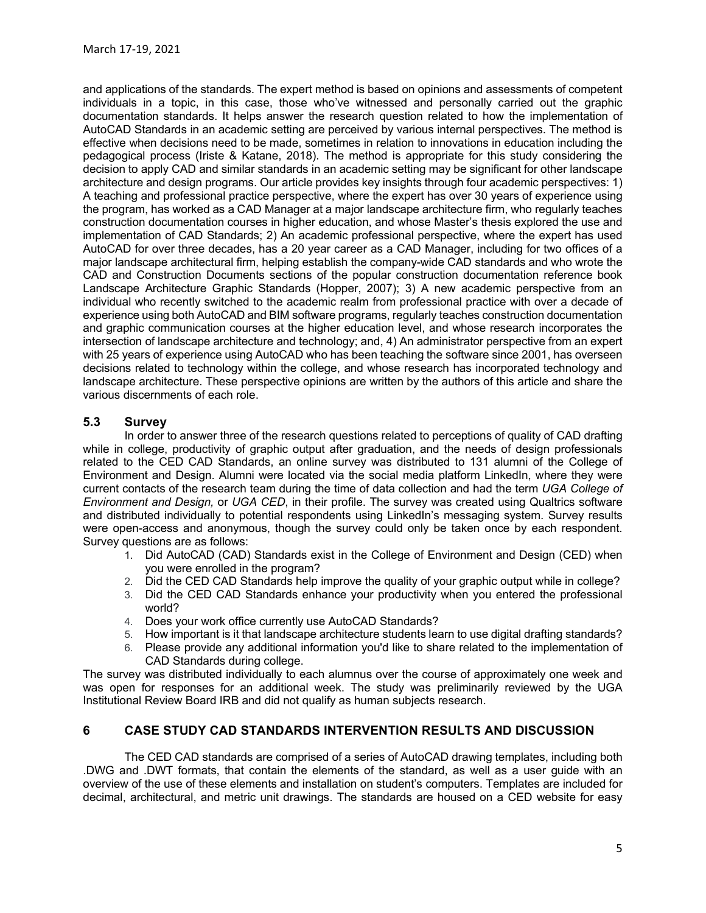and applications of the standards. The expert method is based on opinions and assessments of competent individuals in a topic, in this case, those who've witnessed and personally carried out the graphic documentation standards. It helps answer the research question related to how the implementation of AutoCAD Standards in an academic setting are perceived by various internal perspectives. The method is effective when decisions need to be made, sometimes in relation to innovations in education including the pedagogical process (Iriste & Katane, 2018). The method is appropriate for this study considering the decision to apply CAD and similar standards in an academic setting may be significant for other landscape architecture and design programs. Our article provides key insights through four academic perspectives: 1) A teaching and professional practice perspective, where the expert has over 30 years of experience using the program, has worked as a CAD Manager at a major landscape architecture firm, who regularly teaches construction documentation courses in higher education, and whose Master's thesis explored the use and implementation of CAD Standards; 2) An academic professional perspective, where the expert has used AutoCAD for over three decades, has a 20 year career as a CAD Manager, including for two offices of a major landscape architectural firm, helping establish the company-wide CAD standards and who wrote the CAD and Construction Documents sections of the popular construction documentation reference book Landscape Architecture Graphic Standards (Hopper, 2007); 3) A new academic perspective from an individual who recently switched to the academic realm from professional practice with over a decade of experience using both AutoCAD and BIM software programs, regularly teaches construction documentation and graphic communication courses at the higher education level, and whose research incorporates the intersection of landscape architecture and technology; and, 4) An administrator perspective from an expert with 25 years of experience using AutoCAD who has been teaching the software since 2001, has overseen decisions related to technology within the college, and whose research has incorporated technology and landscape architecture. These perspective opinions are written by the authors of this article and share the various discernments of each role.

### 5.3 Survey

In order to answer three of the research questions related to perceptions of quality of CAD drafting while in college, productivity of graphic output after graduation, and the needs of design professionals related to the CED CAD Standards, an online survey was distributed to 131 alumni of the College of Environment and Design. Alumni were located via the social media platform LinkedIn, where they were current contacts of the research team during the time of data collection and had the term *UGA College of Environment and Design,* or *UGA CED*, in their profile. The survey was created using Qualtrics software and distributed individually to potential respondents using LinkedIn's messaging system. Survey results were open-access and anonymous, though the survey could only be taken once by each respondent. Survey questions are as follows:

1. Did AutoCAD (CAD) Standards exist in the College of Environment and Design (CED) when you were enrolled in the program?
2. Did the CED CAD Standards help improve the quality of your graphic output while in college?
3. Did the CED CAD Standards enhance your productivity when you entered the professional world?
4. Does your work office currently use AutoCAD Standards?
5. How important is it that landscape architecture students learn to use digital drafting standards?
6. Please provide any additional information you'd like to share related to the implementation of CAD Standards during college.

The survey was distributed individually to each alumnus over the course of approximately one week and was open for responses for an additional week. The study was preliminarily reviewed by the UGA Institutional Review Board IRB and did not qualify as human subjects research.

## 6 CASE STUDY CAD STANDARDS INTERVENTION RESULTS AND DISCUSSION

The CED CAD standards are comprised of a series of AutoCAD drawing templates, including both .DWG and .DWT formats, that contain the elements of the standard, as well as a user guide with an overview of the use of these elements and installation on student's computers. Templates are included for decimal, architectural, and metric unit drawings. The standards are housed on a CED website for easy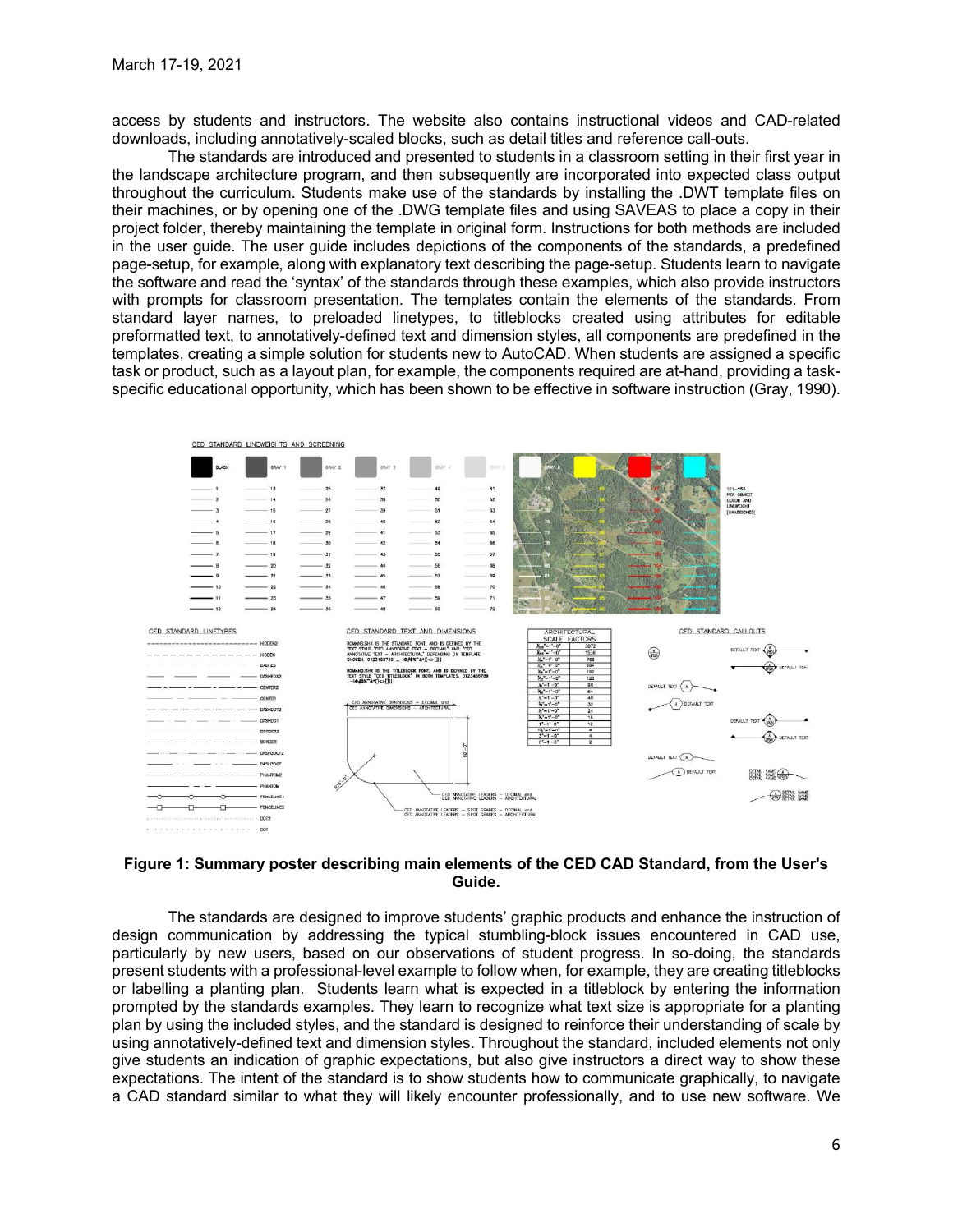access by students and instructors. The website also contains instructional videos and CAD-related downloads, including annotatively-scaled blocks, such as detail titles and reference call-outs.

The standards are introduced and presented to students in a classroom setting in their first year in the landscape architecture program, and then subsequently are incorporated into expected class output throughout the curriculum. Students make use of the standards by installing the .DWT template files on their machines, or by opening one of the .DWG template files and using SAVEAS to place a copy in their project folder, thereby maintaining the template in original form. Instructions for both methods are included in the user guide. The user guide includes depictions of the components of the standards, a predefined page-setup, for example, along with explanatory text describing the page-setup. Students learn to navigate the software and read the 'syntax' of the standards through these examples, which also provide instructors with prompts for classroom presentation. The templates contain the elements of the standards. From standard layer names, to preloaded linetypes, to titleblocks created using attributes for editable preformatted text, to annotatively-defined text and dimension styles, all components are predefined in the templates, creating a simple solution for students new to AutoCAD. When students are assigned a specific task or product, such as a layout plan, for example, the components required are at-hand, providing a task-specific educational opportunity, which has been shown to be effective in software instruction (Gray, 1990).

**Figure 1: Summary poster describing main elements of the CED CAD Standard, from the User's Guide.**

The standards are designed to improve students' graphic products and enhance the instruction of design communication by addressing the typical stumbling-block issues encountered in CAD use, particularly by new users, based on our observations of student progress. In so-doing, the standards present students with a professional-level example to follow when, for example, they are creating titleblocks or labelling a planting plan. Students learn what is expected in a titleblock by entering the information prompted by the standards examples. They learn to recognize what text size is appropriate for a planting plan by using the included styles, and the standard is designed to reinforce their understanding of scale by using annotatively-defined text and dimension styles. Throughout the standard, included elements not only give students an indication of graphic expectations, but also give instructors a direct way to show these expectations. The intent of the standard is to show students how to communicate graphically, to navigate a CAD standard similar to what they will likely encounter professionally, and to use new software. We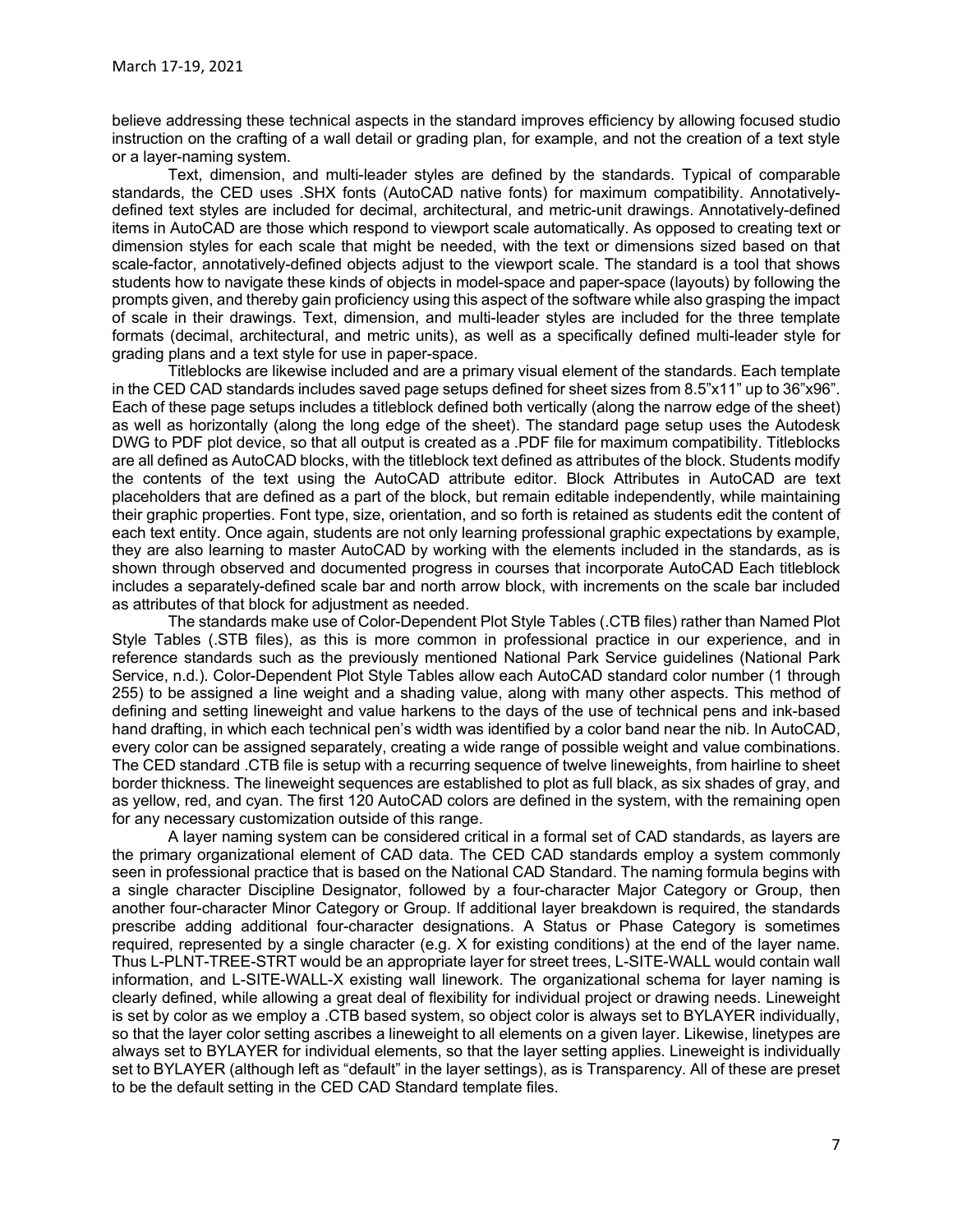believe addressing these technical aspects in the standard improves efficiency by allowing focused studio instruction on the crafting of a wall detail or grading plan, for example, and not the creation of a text style or a layer-naming system.

Text, dimension, and multi-leader styles are defined by the standards. Typical of comparable standards, the CED uses .SHX fonts (AutoCAD native fonts) for maximum compatibility. Annotatively-defined text styles are included for decimal, architectural, and metric-unit drawings. Annotatively-defined items in AutoCAD are those which respond to viewport scale automatically. As opposed to creating text or dimension styles for each scale that might be needed, with the text or dimensions sized based on that scale-factor, annotatively-defined objects adjust to the viewport scale. The standard is a tool that shows students how to navigate these kinds of objects in model-space and paper-space (layouts) by following the prompts given, and thereby gain proficiency using this aspect of the software while also grasping the impact of scale in their drawings. Text, dimension, and multi-leader styles are included for the three template formats (decimal, architectural, and metric units), as well as a specifically defined multi-leader style for grading plans and a text style for use in paper-space.

Titleblocks are likewise included and are a primary visual element of the standards. Each template in the CED CAD standards includes saved page setups defined for sheet sizes from 8.5"x11" up to 36"x96". Each of these page setups includes a titleblock defined both vertically (along the narrow edge of the sheet) as well as horizontally (along the long edge of the sheet). The standard page setup uses the Autodesk DWG to PDF plot device, so that all output is created as a .PDF file for maximum compatibility. Titleblocks are all defined as AutoCAD blocks, with the titleblock text defined as attributes of the block. Students modify the contents of the text using the AutoCAD attribute editor. Block Attributes in AutoCAD are text placeholders that are defined as a part of the block, but remain editable independently, while maintaining their graphic properties. Font type, size, orientation, and so forth is retained as students edit the content of each text entity. Once again, students are not only learning professional graphic expectations by example, they are also learning to master AutoCAD by working with the elements included in the standards, as is shown through observed and documented progress in courses that incorporate AutoCAD Each titleblock includes a separately-defined scale bar and north arrow block, with increments on the scale bar included as attributes of that block for adjustment as needed.

The standards make use of Color-Dependent Plot Style Tables (.CTB files) rather than Named Plot Style Tables (.STB files), as this is more common in professional practice in our experience, and in reference standards such as the previously mentioned National Park Service guidelines (National Park Service, n.d.). Color-Dependent Plot Style Tables allow each AutoCAD standard color number (1 through 255) to be assigned a line weight and a shading value, along with many other aspects. This method of defining and setting lineweight and value harkens to the days of the use of technical pens and ink-based hand drafting, in which each technical pen's width was identified by a color band near the nib. In AutoCAD, every color can be assigned separately, creating a wide range of possible weight and value combinations. The CED standard .CTB file is setup with a recurring sequence of twelve lineweights, from hairline to sheet border thickness. The lineweight sequences are established to plot as full black, as six shades of gray, and as yellow, red, and cyan. The first 120 AutoCAD colors are defined in the system, with the remaining open for any necessary customization outside of this range.

A layer naming system can be considered critical in a formal set of CAD standards, as layers are the primary organizational element of CAD data. The CED CAD standards employ a system commonly seen in professional practice that is based on the National CAD Standard. The naming formula begins with a single character Discipline Designator, followed by a four-character Major Category or Group, then another four-character Minor Category or Group. If additional layer breakdown is required, the standards prescribe adding additional four-character designations. A Status or Phase Category is sometimes required, represented by a single character (e.g. X for existing conditions) at the end of the layer name. Thus L-PLNT-TREE-STRT would be an appropriate layer for street trees, L-SITE-WALL would contain wall information, and L-SITE-WALL-X existing wall linework. The organizational schema for layer naming is clearly defined, while allowing a great deal of flexibility for individual project or drawing needs. Lineweight is set by color as we employ a .CTB based system, so object color is always set to BYLAYER individually, so that the layer color setting ascribes a lineweight to all elements on a given layer. Likewise, linetypes are always set to BYLAYER for individual elements, so that the layer setting applies. Lineweight is individually set to BYLAYER (although left as "default" in the layer settings), as is Transparency. All of these are preset to be the default setting in the CED CAD Standard template files.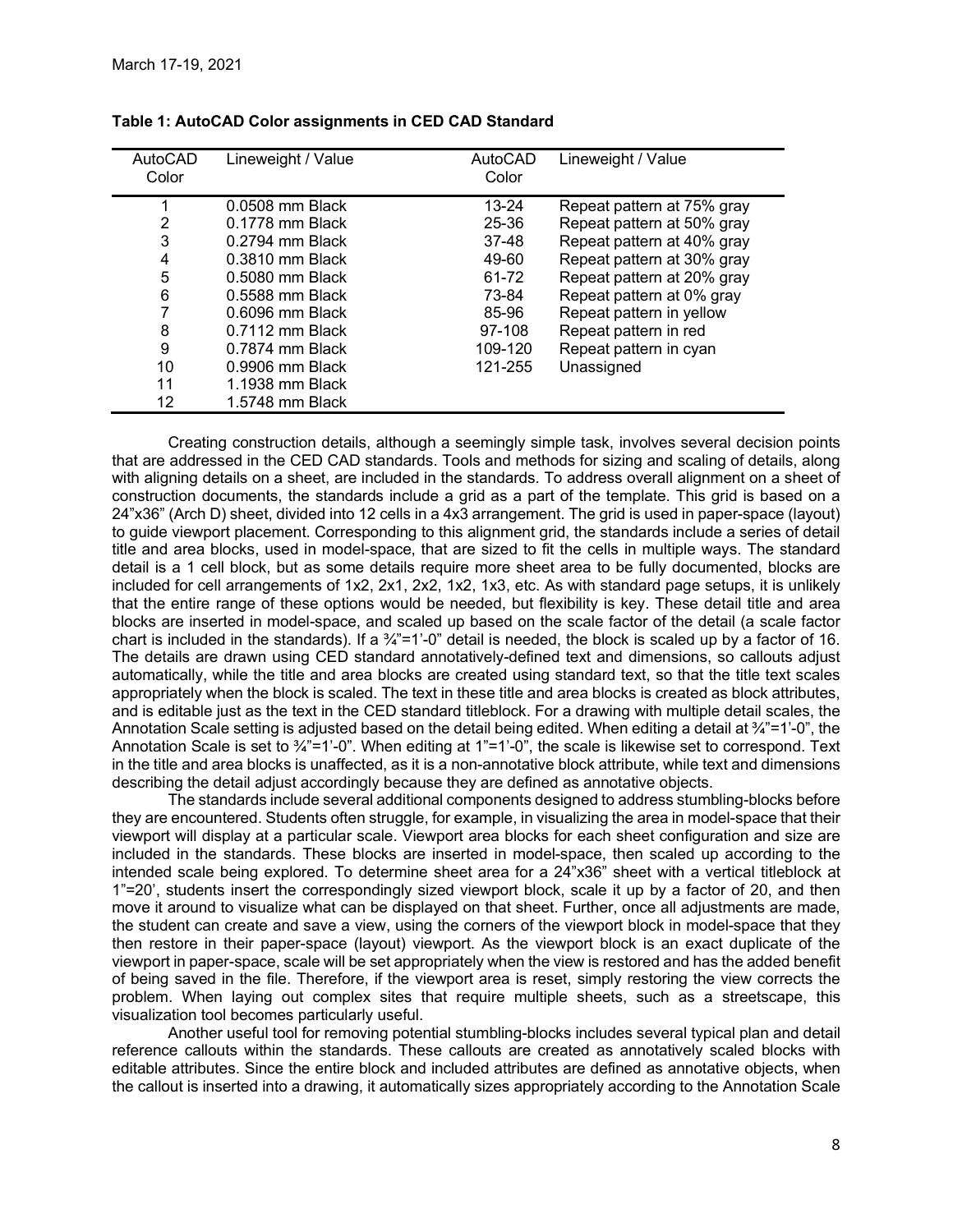**Table 1: AutoCAD Color assignments in CED CAD Standard**

| AutoCAD Color | Lineweight / Value | AutoCAD Color | Lineweight / Value |
|---|---|---|---|
| 1 | 0.0508 mm Black | 13-24 | Repeat pattern at 75% gray |
| 2 | 0.1778 mm Black | 25-36 | Repeat pattern at 50% gray |
| 3 | 0.2794 mm Black | 37-48 | Repeat pattern at 40% gray |
| 4 | 0.3810 mm Black | 49-60 | Repeat pattern at 30% gray |
| 5 | 0.5080 mm Black | 61-72 | Repeat pattern at 20% gray |
| 6 | 0.5588 mm Black | 73-84 | Repeat pattern at 0% gray |
| 7 | 0.6096 mm Black | 85-96 | Repeat pattern in yellow |
| 8 | 0.7112 mm Black | 97-108 | Repeat pattern in red |
| 9 | 0.7874 mm Black | 109-120 | Repeat pattern in cyan |
| 10 | 0.9906 mm Black | 121-255 | Unassigned |
| 11 | 1.1938 mm Black | | |
| 12 | 1.5748 mm Black | | |

Creating construction details, although a seemingly simple task, involves several decision points that are addressed in the CED CAD standards. Tools and methods for sizing and scaling of details, along with aligning details on a sheet, are included in the standards. To address overall alignment on a sheet of construction documents, the standards include a grid as a part of the template. This grid is based on a 24"x36" (Arch D) sheet, divided into 12 cells in a 4x3 arrangement. The grid is used in paper-space (layout) to guide viewport placement. Corresponding to this alignment grid, the standards include a series of detail title and area blocks, used in model-space, that are sized to fit the cells in multiple ways. The standard detail is a 1 cell block, but as some details require more sheet area to be fully documented, blocks are included for cell arrangements of 1x2, 2x1, 2x2, 1x2, 1x3, etc. As with standard page setups, it is unlikely that the entire range of these options would be needed, but flexibility is key. These detail title and area blocks are inserted in model-space, and scaled up based on the scale factor of the detail (a scale factor chart is included in the standards). If a ¾"=1'-0" detail is needed, the block is scaled up by a factor of 16. The details are drawn using CED standard annotatively-defined text and dimensions, so callouts adjust automatically, while the title and area blocks are created using standard text, so that the title text scales appropriately when the block is scaled. The text in these title and area blocks is created as block attributes, and is editable just as the text in the CED standard titleblock. For a drawing with multiple detail scales, the Annotation Scale setting is adjusted based on the detail being edited. When editing a detail at ¾"=1'-0", the Annotation Scale is set to ¾"=1'-0". When editing at 1"=1'-0", the scale is likewise set to correspond. Text in the title and area blocks is unaffected, as it is a non-annotative block attribute, while text and dimensions describing the detail adjust accordingly because they are defined as annotative objects.

The standards include several additional components designed to address stumbling-blocks before they are encountered. Students often struggle, for example, in visualizing the area in model-space that their viewport will display at a particular scale. Viewport area blocks for each sheet configuration and size are included in the standards. These blocks are inserted in model-space, then scaled up according to the intended scale being explored. To determine sheet area for a 24"x36" sheet with a vertical titleblock at 1"=20', students insert the correspondingly sized viewport block, scale it up by a factor of 20, and then move it around to visualize what can be displayed on that sheet. Further, once all adjustments are made, the student can create and save a view, using the corners of the viewport block in model-space that they then restore in their paper-space (layout) viewport. As the viewport block is an exact duplicate of the viewport in paper-space, scale will be set appropriately when the view is restored and has the added benefit of being saved in the file. Therefore, if the viewport area is reset, simply restoring the view corrects the problem. When laying out complex sites that require multiple sheets, such as a streetscape, this visualization tool becomes particularly useful.

Another useful tool for removing potential stumbling-blocks includes several typical plan and detail reference callouts within the standards. These callouts are created as annotatively scaled blocks with editable attributes. Since the entire block and included attributes are defined as annotative objects, when the callout is inserted into a drawing, it automatically sizes appropriately according to the Annotation Scale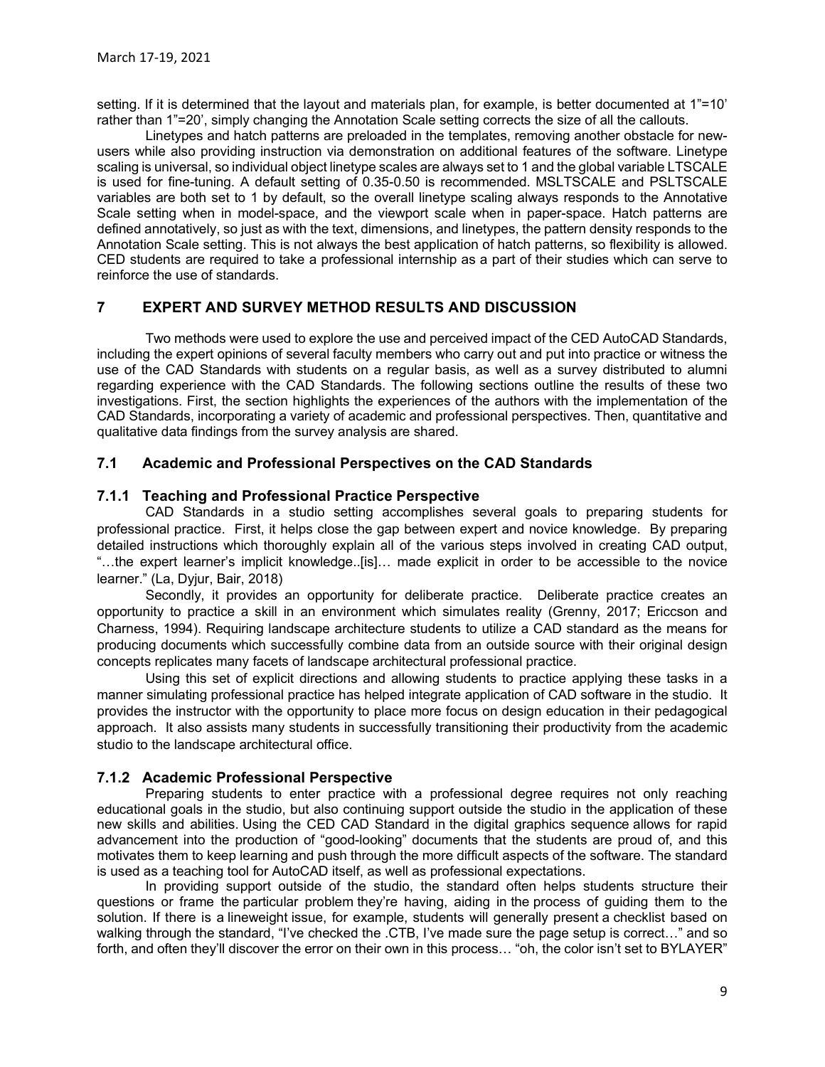setting. If it is determined that the layout and materials plan, for example, is better documented at 1"=10' rather than 1"=20', simply changing the Annotation Scale setting corrects the size of all the callouts.

Linetypes and hatch patterns are preloaded in the templates, removing another obstacle for new-users while also providing instruction via demonstration on additional features of the software. Linetype scaling is universal, so individual object linetype scales are always set to 1 and the global variable LTSCALE is used for fine-tuning. A default setting of 0.35-0.50 is recommended. MSLTSCALE and PSLTSCALE variables are both set to 1 by default, so the overall linetype scaling always responds to the Annotative Scale setting when in model-space, and the viewport scale when in paper-space. Hatch patterns are defined annotatively, so just as with the text, dimensions, and linetypes, the pattern density responds to the Annotation Scale setting. This is not always the best application of hatch patterns, so flexibility is allowed. CED students are required to take a professional internship as a part of their studies which can serve to reinforce the use of standards.

## 7 EXPERT AND SURVEY METHOD RESULTS AND DISCUSSION

Two methods were used to explore the use and perceived impact of the CED AutoCAD Standards, including the expert opinions of several faculty members who carry out and put into practice or witness the use of the CAD Standards with students on a regular basis, as well as a survey distributed to alumni regarding experience with the CAD Standards. The following sections outline the results of these two investigations. First, the section highlights the experiences of the authors with the implementation of the CAD Standards, incorporating a variety of academic and professional perspectives. Then, quantitative and qualitative data findings from the survey analysis are shared.

### 7.1 Academic and Professional Perspectives on the CAD Standards

#### 7.1.1 Teaching and Professional Practice Perspective

CAD Standards in a studio setting accomplishes several goals to preparing students for professional practice. First, it helps close the gap between expert and novice knowledge. By preparing detailed instructions which thoroughly explain all of the various steps involved in creating CAD output, "…the expert learner's implicit knowledge..[is]… made explicit in order to be accessible to the novice learner." (La, Dyjur, Bair, 2018)

Secondly, it provides an opportunity for deliberate practice. Deliberate practice creates an opportunity to practice a skill in an environment which simulates reality (Grenny, 2017; Ericcson and Charness, 1994). Requiring landscape architecture students to utilize a CAD standard as the means for producing documents which successfully combine data from an outside source with their original design concepts replicates many facets of landscape architectural professional practice.

Using this set of explicit directions and allowing students to practice applying these tasks in a manner simulating professional practice has helped integrate application of CAD software in the studio. It provides the instructor with the opportunity to place more focus on design education in their pedagogical approach. It also assists many students in successfully transitioning their productivity from the academic studio to the landscape architectural office.

#### 7.1.2 Academic Professional Perspective

Preparing students to enter practice with a professional degree requires not only reaching educational goals in the studio, but also continuing support outside the studio in the application of these new skills and abilities. Using the CED CAD Standard in the digital graphics sequence allows for rapid advancement into the production of "good-looking" documents that the students are proud of, and this motivates them to keep learning and push through the more difficult aspects of the software. The standard is used as a teaching tool for AutoCAD itself, as well as professional expectations.

In providing support outside of the studio, the standard often helps students structure their questions or frame the particular problem they're having, aiding in the process of guiding them to the solution. If there is a lineweight issue, for example, students will generally present a checklist based on walking through the standard, "I've checked the .CTB, I've made sure the page setup is correct…" and so forth, and often they'll discover the error on their own in this process… "oh, the color isn't set to BYLAYER"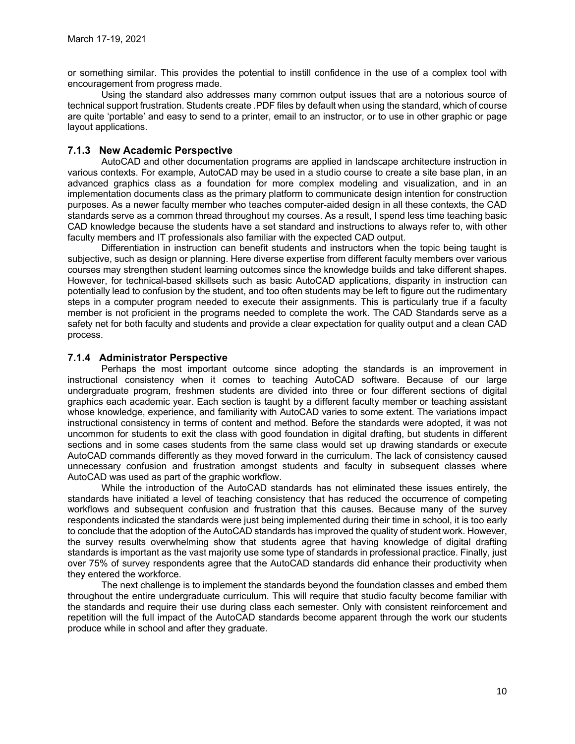or something similar. This provides the potential to instill confidence in the use of a complex tool with encouragement from progress made.

Using the standard also addresses many common output issues that are a notorious source of technical support frustration. Students create .PDF files by default when using the standard, which of course are quite 'portable' and easy to send to a printer, email to an instructor, or to use in other graphic or page layout applications.

### 7.1.3 New Academic Perspective

AutoCAD and other documentation programs are applied in landscape architecture instruction in various contexts. For example, AutoCAD may be used in a studio course to create a site base plan, in an advanced graphics class as a foundation for more complex modeling and visualization, and in an implementation documents class as the primary platform to communicate design intention for construction purposes. As a newer faculty member who teaches computer-aided design in all these contexts, the CAD standards serve as a common thread throughout my courses. As a result, I spend less time teaching basic CAD knowledge because the students have a set standard and instructions to always refer to, with other faculty members and IT professionals also familiar with the expected CAD output.

Differentiation in instruction can benefit students and instructors when the topic being taught is subjective, such as design or planning. Here diverse expertise from different faculty members over various courses may strengthen student learning outcomes since the knowledge builds and take different shapes. However, for technical-based skillsets such as basic AutoCAD applications, disparity in instruction can potentially lead to confusion by the student, and too often students may be left to figure out the rudimentary steps in a computer program needed to execute their assignments. This is particularly true if a faculty member is not proficient in the programs needed to complete the work. The CAD Standards serve as a safety net for both faculty and students and provide a clear expectation for quality output and a clean CAD process.

### 7.1.4 Administrator Perspective

Perhaps the most important outcome since adopting the standards is an improvement in instructional consistency when it comes to teaching AutoCAD software. Because of our large undergraduate program, freshmen students are divided into three or four different sections of digital graphics each academic year. Each section is taught by a different faculty member or teaching assistant whose knowledge, experience, and familiarity with AutoCAD varies to some extent. The variations impact instructional consistency in terms of content and method. Before the standards were adopted, it was not uncommon for students to exit the class with good foundation in digital drafting, but students in different sections and in some cases students from the same class would set up drawing standards or execute AutoCAD commands differently as they moved forward in the curriculum. The lack of consistency caused unnecessary confusion and frustration amongst students and faculty in subsequent classes where AutoCAD was used as part of the graphic workflow.

While the introduction of the AutoCAD standards has not eliminated these issues entirely, the standards have initiated a level of teaching consistency that has reduced the occurrence of competing workflows and subsequent confusion and frustration that this causes. Because many of the survey respondents indicated the standards were just being implemented during their time in school, it is too early to conclude that the adoption of the AutoCAD standards has improved the quality of student work. However, the survey results overwhelming show that students agree that having knowledge of digital drafting standards is important as the vast majority use some type of standards in professional practice. Finally, just over 75% of survey respondents agree that the AutoCAD standards did enhance their productivity when they entered the workforce.

The next challenge is to implement the standards beyond the foundation classes and embed them throughout the entire undergraduate curriculum. This will require that studio faculty become familiar with the standards and require their use during class each semester. Only with consistent reinforcement and repetition will the full impact of the AutoCAD standards become apparent through the work our students produce while in school and after they graduate.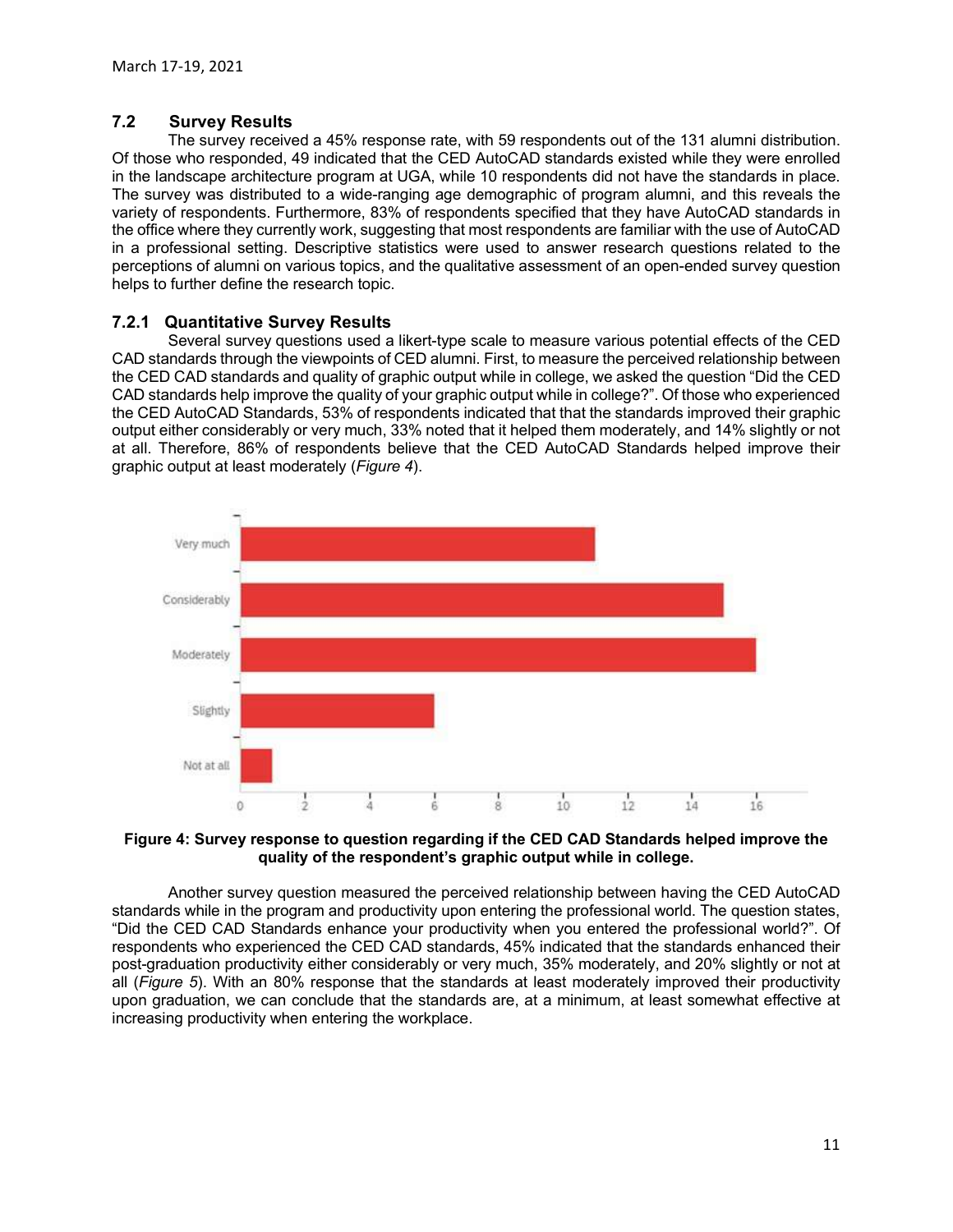### 7.2 Survey Results

The survey received a 45% response rate, with 59 respondents out of the 131 alumni distribution. Of those who responded, 49 indicated that the CED AutoCAD standards existed while they were enrolled in the landscape architecture program at UGA, while 10 respondents did not have the standards in place. The survey was distributed to a wide-ranging age demographic of program alumni, and this reveals the variety of respondents. Furthermore, 83% of respondents specified that they have AutoCAD standards in the office where they currently work, suggesting that most respondents are familiar with the use of AutoCAD in a professional setting. Descriptive statistics were used to answer research questions related to the perceptions of alumni on various topics, and the qualitative assessment of an open-ended survey question helps to further define the research topic.

#### 7.2.1 Quantitative Survey Results

Several survey questions used a likert-type scale to measure various potential effects of the CED CAD standards through the viewpoints of CED alumni. First, to measure the perceived relationship between the CED CAD standards and quality of graphic output while in college, we asked the question "Did the CED CAD standards help improve the quality of your graphic output while in college?". Of those who experienced the CED AutoCAD Standards, 53% of respondents indicated that that the standards improved their graphic output either considerably or very much, 33% noted that it helped them moderately, and 14% slightly or not at all. Therefore, 86% of respondents believe that the CED AutoCAD Standards helped improve their graphic output at least moderately (*Figure 4*).

**Figure 4: Survey response to question regarding if the CED CAD Standards helped improve the quality of the respondent's graphic output while in college.**

Another survey question measured the perceived relationship between having the CED AutoCAD standards while in the program and productivity upon entering the professional world. The question states, "Did the CED CAD Standards enhance your productivity when you entered the professional world?". Of respondents who experienced the CED CAD standards, 45% indicated that the standards enhanced their post-graduation productivity either considerably or very much, 35% moderately, and 20% slightly or not at all (*Figure 5*). With an 80% response that the standards at least moderately improved their productivity upon graduation, we can conclude that the standards are, at a minimum, at least somewhat effective at increasing productivity when entering the workplace.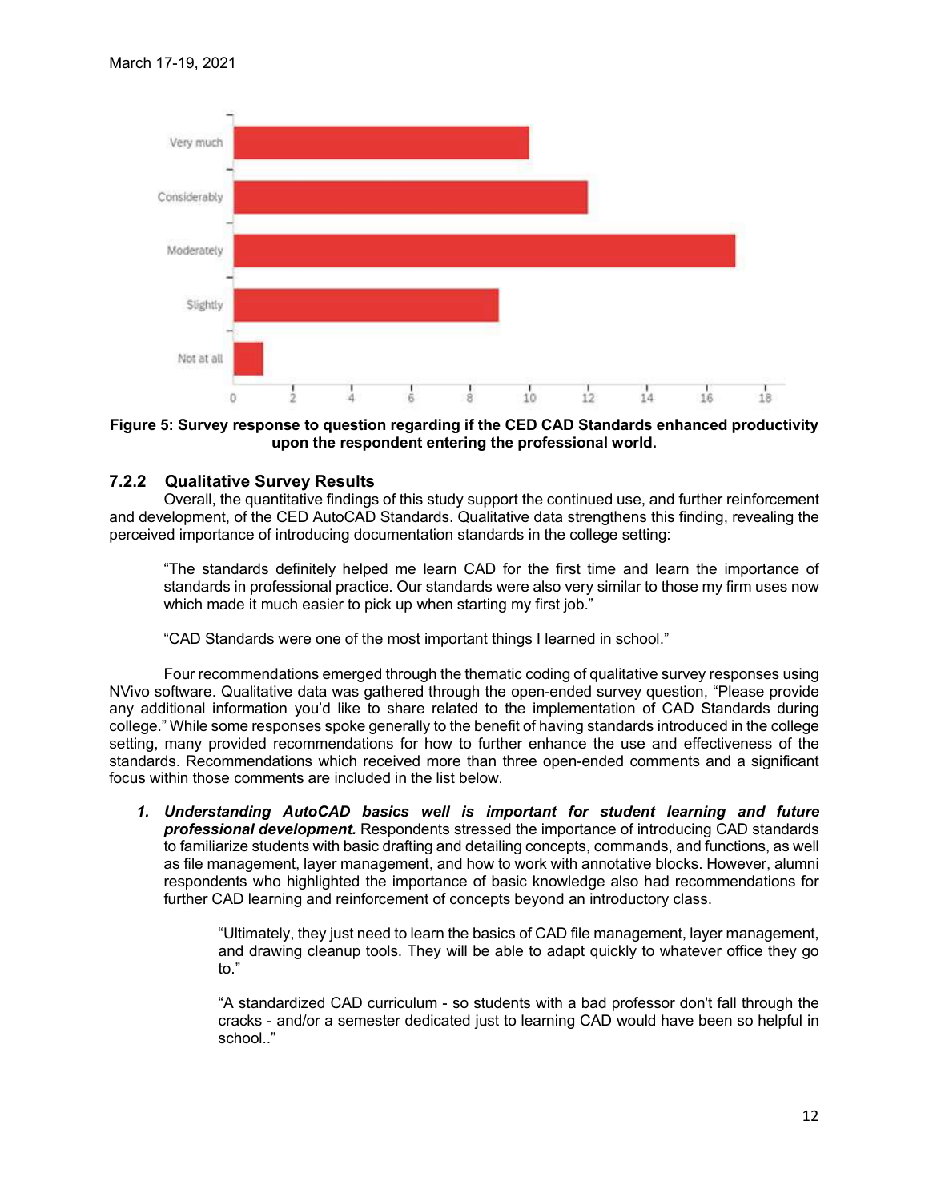Figure 5: Survey response to question regarding if the CED CAD Standards enhanced productivity upon the respondent entering the professional world.

### 7.2.2 Qualitative Survey Results

Overall, the quantitative findings of this study support the continued use, and further reinforcement and development, of the CED AutoCAD Standards. Qualitative data strengthens this finding, revealing the perceived importance of introducing documentation standards in the college setting:

> "The standards definitely helped me learn CAD for the first time and learn the importance of standards in professional practice. Our standards were also very similar to those my firm uses now which made it much easier to pick up when starting my first job."

> "CAD Standards were one of the most important things I learned in school."

Four recommendations emerged through the thematic coding of qualitative survey responses using NVivo software. Qualitative data was gathered through the open-ended survey question, "Please provide any additional information you'd like to share related to the implementation of CAD Standards during college." While some responses spoke generally to the benefit of having standards introduced in the college setting, many provided recommendations for how to further enhance the use and effectiveness of the standards. Recommendations which received more than three open-ended comments and a significant focus within those comments are included in the list below.

1. ***Understanding AutoCAD basics well is important for student learning and future professional development.*** Respondents stressed the importance of introducing CAD standards to familiarize students with basic drafting and detailing concepts, commands, and functions, as well as file management, layer management, and how to work with annotative blocks. However, alumni respondents who highlighted the importance of basic knowledge also had recommendations for further CAD learning and reinforcement of concepts beyond an introductory class.

   > "Ultimately, they just need to learn the basics of CAD file management, layer management, and drawing cleanup tools. They will be able to adapt quickly to whatever office they go to."

   > "A standardized CAD curriculum - so students with a bad professor don't fall through the cracks - and/or a semester dedicated just to learning CAD would have been so helpful in school.."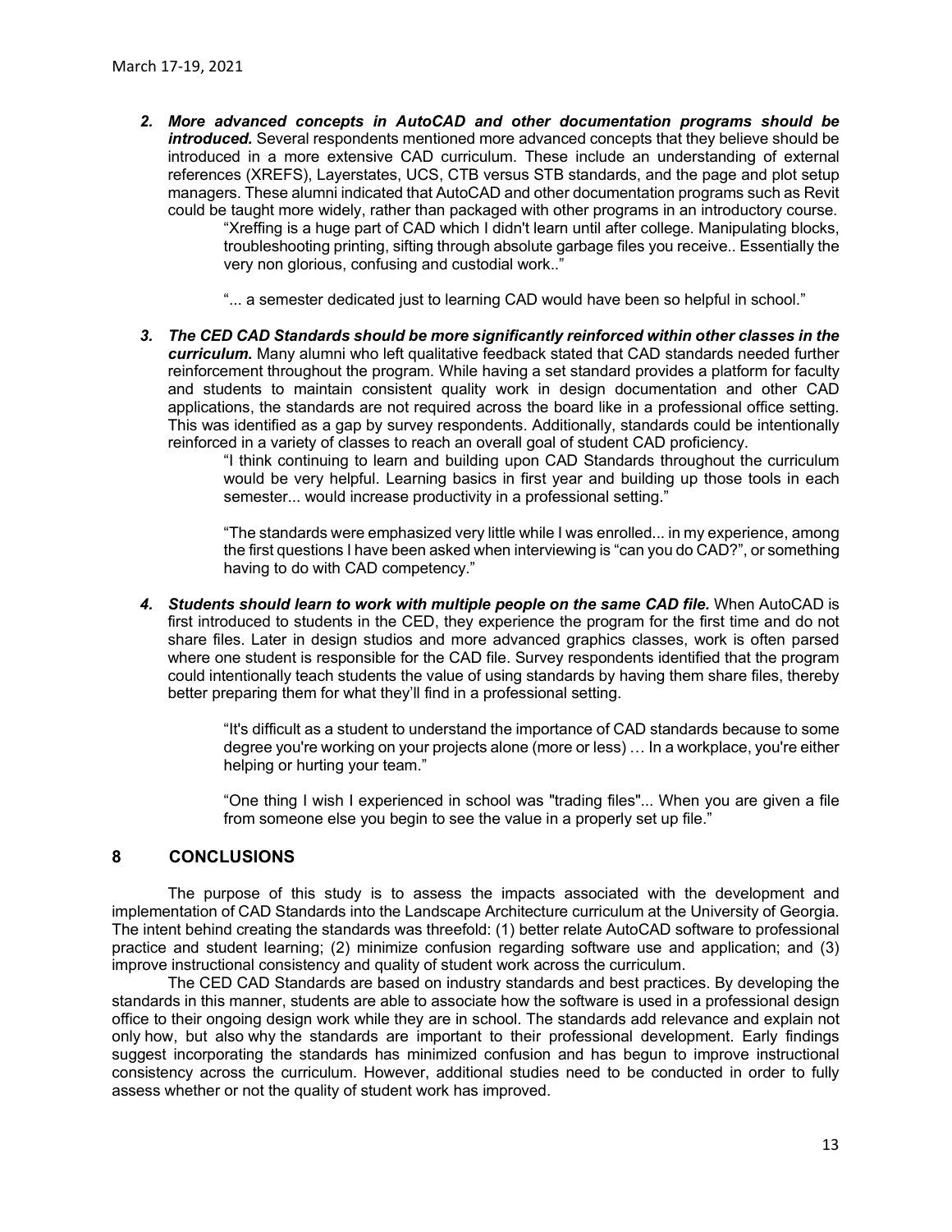2. ***More advanced concepts in AutoCAD and other documentation programs should be introduced.*** Several respondents mentioned more advanced concepts that they believe should be introduced in a more extensive CAD curriculum. These include an understanding of external references (XREFS), Layerstates, UCS, CTB versus STB standards, and the page and plot setup managers. These alumni indicated that AutoCAD and other documentation programs such as Revit could be taught more widely, rather than packaged with other programs in an introductory course.

   > "Xreffing is a huge part of CAD which I didn't learn until after college. Manipulating blocks, troubleshooting printing, sifting through absolute garbage files you receive.. Essentially the very non glorious, confusing and custodial work.."
   >
   > "... a semester dedicated just to learning CAD would have been so helpful in school."

3. ***The CED CAD Standards should be more significantly reinforced within other classes in the curriculum.*** Many alumni who left qualitative feedback stated that CAD standards needed further reinforcement throughout the program. While having a set standard provides a platform for faculty and students to maintain consistent quality work in design documentation and other CAD applications, the standards are not required across the board like in a professional office setting. This was identified as a gap by survey respondents. Additionally, standards could be intentionally reinforced in a variety of classes to reach an overall goal of student CAD proficiency.

   > "I think continuing to learn and building upon CAD Standards throughout the curriculum would be very helpful. Learning basics in first year and building up those tools in each semester... would increase productivity in a professional setting."
   >
   > "The standards were emphasized very little while I was enrolled... in my experience, among the first questions I have been asked when interviewing is "can you do CAD?", or something having to do with CAD competency."

4. ***Students should learn to work with multiple people on the same CAD file.*** When AutoCAD is first introduced to students in the CED, they experience the program for the first time and do not share files. Later in design studios and more advanced graphics classes, work is often parsed where one student is responsible for the CAD file. Survey respondents identified that the program could intentionally teach students the value of using standards by having them share files, thereby better preparing them for what they'll find in a professional setting.

   > "It's difficult as a student to understand the importance of CAD standards because to some degree you're working on your projects alone (more or less) … In a workplace, you're either helping or hurting your team."
   >
   > "One thing I wish I experienced in school was "trading files"... When you are given a file from someone else you begin to see the value in a properly set up file."

## 8 CONCLUSIONS

The purpose of this study is to assess the impacts associated with the development and implementation of CAD Standards into the Landscape Architecture curriculum at the University of Georgia. The intent behind creating the standards was threefold: (1) better relate AutoCAD software to professional practice and student learning; (2) minimize confusion regarding software use and application; and (3) improve instructional consistency and quality of student work across the curriculum.

The CED CAD Standards are based on industry standards and best practices. By developing the standards in this manner, students are able to associate how the software is used in a professional design office to their ongoing design work while they are in school. The standards add relevance and explain not only how, but also why the standards are important to their professional development. Early findings suggest incorporating the standards has minimized confusion and has begun to improve instructional consistency across the curriculum. However, additional studies need to be conducted in order to fully assess whether or not the quality of student work has improved.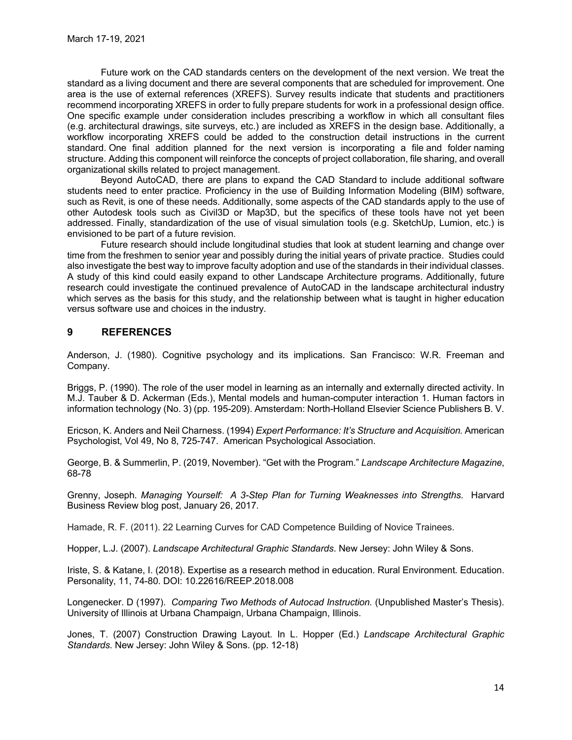Future work on the CAD standards centers on the development of the next version. We treat the standard as a living document and there are several components that are scheduled for improvement. One area is the use of external references (XREFS). Survey results indicate that students and practitioners recommend incorporating XREFS in order to fully prepare students for work in a professional design office. One specific example under consideration includes prescribing a workflow in which all consultant files (e.g. architectural drawings, site surveys, etc.) are included as XREFS in the design base. Additionally, a workflow incorporating XREFS could be added to the construction detail instructions in the current standard. One final addition planned for the next version is incorporating a file and folder naming structure. Adding this component will reinforce the concepts of project collaboration, file sharing, and overall organizational skills related to project management.

Beyond AutoCAD, there are plans to expand the CAD Standard to include additional software students need to enter practice. Proficiency in the use of Building Information Modeling (BIM) software, such as Revit, is one of these needs. Additionally, some aspects of the CAD standards apply to the use of other Autodesk tools such as Civil3D or Map3D, but the specifics of these tools have not yet been addressed. Finally, standardization of the use of visual simulation tools (e.g. SketchUp, Lumion, etc.) is envisioned to be part of a future revision.

Future research should include longitudinal studies that look at student learning and change over time from the freshmen to senior year and possibly during the initial years of private practice. Studies could also investigate the best way to improve faculty adoption and use of the standards in their individual classes. A study of this kind could easily expand to other Landscape Architecture programs. Additionally, future research could investigate the continued prevalence of AutoCAD in the landscape architectural industry which serves as the basis for this study, and the relationship between what is taught in higher education versus software use and choices in the industry.

## 9 REFERENCES

Anderson, J. (1980). Cognitive psychology and its implications. San Francisco: W.R. Freeman and Company.

Briggs, P. (1990). The role of the user model in learning as an internally and externally directed activity. In M.J. Tauber & D. Ackerman (Eds.), Mental models and human-computer interaction 1. Human factors in information technology (No. 3) (pp. 195-209). Amsterdam: North-Holland Elsevier Science Publishers B. V.

Ericson, K. Anders and Neil Charness. (1994) *Expert Performance: It's Structure and Acquisition.* American Psychologist, Vol 49, No 8, 725-747. American Psychological Association.

George, B. & Summerlin, P. (2019, November). "Get with the Program." *Landscape Architecture Magazine*, 68-78

Grenny, Joseph. *Managing Yourself: A 3-Step Plan for Turning Weaknesses into Strengths.* Harvard Business Review blog post, January 26, 2017.

Hamade, R. F. (2011). 22 Learning Curves for CAD Competence Building of Novice Trainees.

Hopper, L.J. (2007). *Landscape Architectural Graphic Standards*. New Jersey: John Wiley & Sons.

Iriste, S. & Katane, I. (2018). Expertise as a research method in education. Rural Environment. Education. Personality, 11, 74-80. DOI: 10.22616/REEP.2018.008

Longenecker. D (1997). *Comparing Two Methods of Autocad Instruction.* (Unpublished Master's Thesis). University of Illinois at Urbana Champaign, Urbana Champaign, Illinois.

Jones, T. (2007) Construction Drawing Layout. In L. Hopper (Ed.) *Landscape Architectural Graphic Standards*. New Jersey: John Wiley & Sons. (pp. 12-18)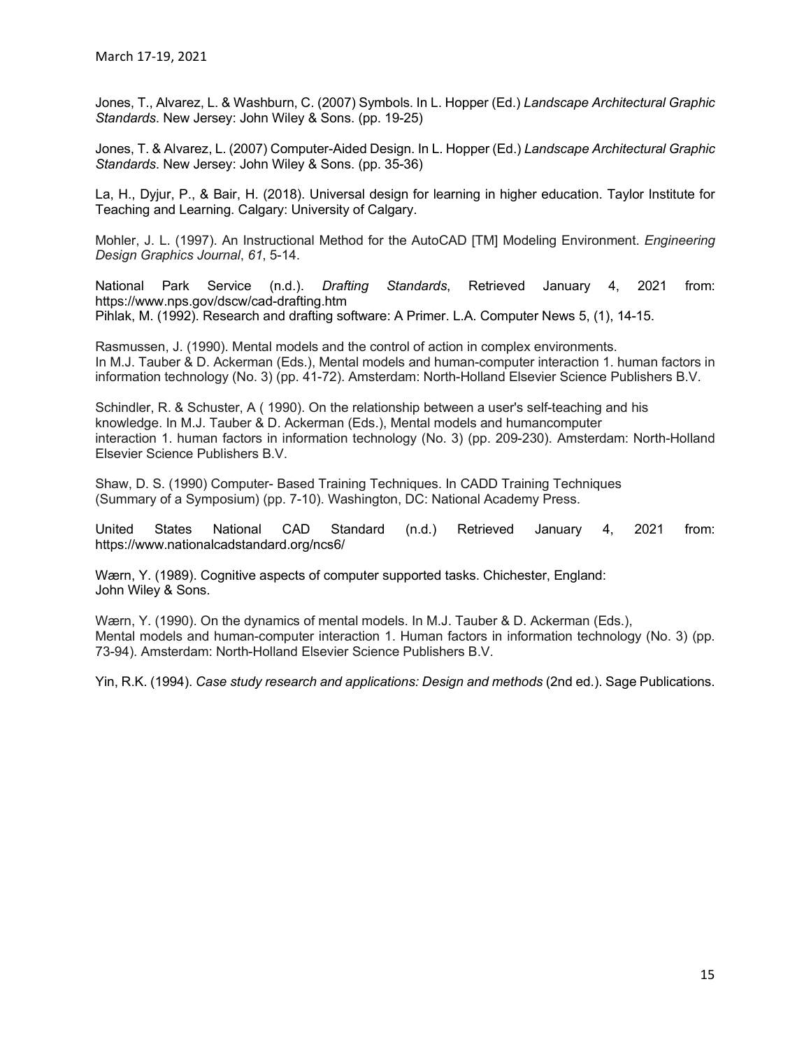Jones, T., Alvarez, L. & Washburn, C. (2007) Symbols. In L. Hopper (Ed.) *Landscape Architectural Graphic Standards*. New Jersey: John Wiley & Sons. (pp. 19-25)

Jones, T. & Alvarez, L. (2007) Computer-Aided Design. In L. Hopper (Ed.) *Landscape Architectural Graphic Standards*. New Jersey: John Wiley & Sons. (pp. 35-36)

La, H., Dyjur, P., & Bair, H. (2018). Universal design for learning in higher education. Taylor Institute for Teaching and Learning. Calgary: University of Calgary.

Mohler, J. L. (1997). An Instructional Method for the AutoCAD [TM] Modeling Environment. *Engineering Design Graphics Journal*, *61*, 5-14.

National Park Service (n.d.). *Drafting Standards*, Retrieved January 4, 2021 from: https://www.nps.gov/dscw/cad-drafting.htm
Pihlak, M. (1992). Research and drafting software: A Primer. L.A. Computer News 5, (1), 14-15.

Rasmussen, J. (1990). Mental models and the control of action in complex environments. In M.J. Tauber & D. Ackerman (Eds.), Mental models and human-computer interaction 1. human factors in information technology (No. 3) (pp. 41-72). Amsterdam: North-Holland Elsevier Science Publishers B.V.

Schindler, R. & Schuster, A ( 1990). On the relationship between a user's self-teaching and his knowledge. In M.J. Tauber & D. Ackerman (Eds.), Mental models and humancomputer interaction 1. human factors in information technology (No. 3) (pp. 209-230). Amsterdam: North-Holland Elsevier Science Publishers B.V.

Shaw, D. S. (1990) Computer- Based Training Techniques. In CADD Training Techniques (Summary of a Symposium) (pp. 7-10). Washington, DC: National Academy Press.

United States National CAD Standard (n.d.) Retrieved January 4, 2021 from: https://www.nationalcadstandard.org/ncs6/

Wærn, Y. (1989). Cognitive aspects of computer supported tasks. Chichester, England: John Wiley & Sons.

Wærn, Y. (1990). On the dynamics of mental models. In M.J. Tauber & D. Ackerman (Eds.), Mental models and human-computer interaction 1. Human factors in information technology (No. 3) (pp. 73-94). Amsterdam: North-Holland Elsevier Science Publishers B.V.

Yin, R.K. (1994). *Case study research and applications: Design and methods* (2nd ed.). Sage Publications.